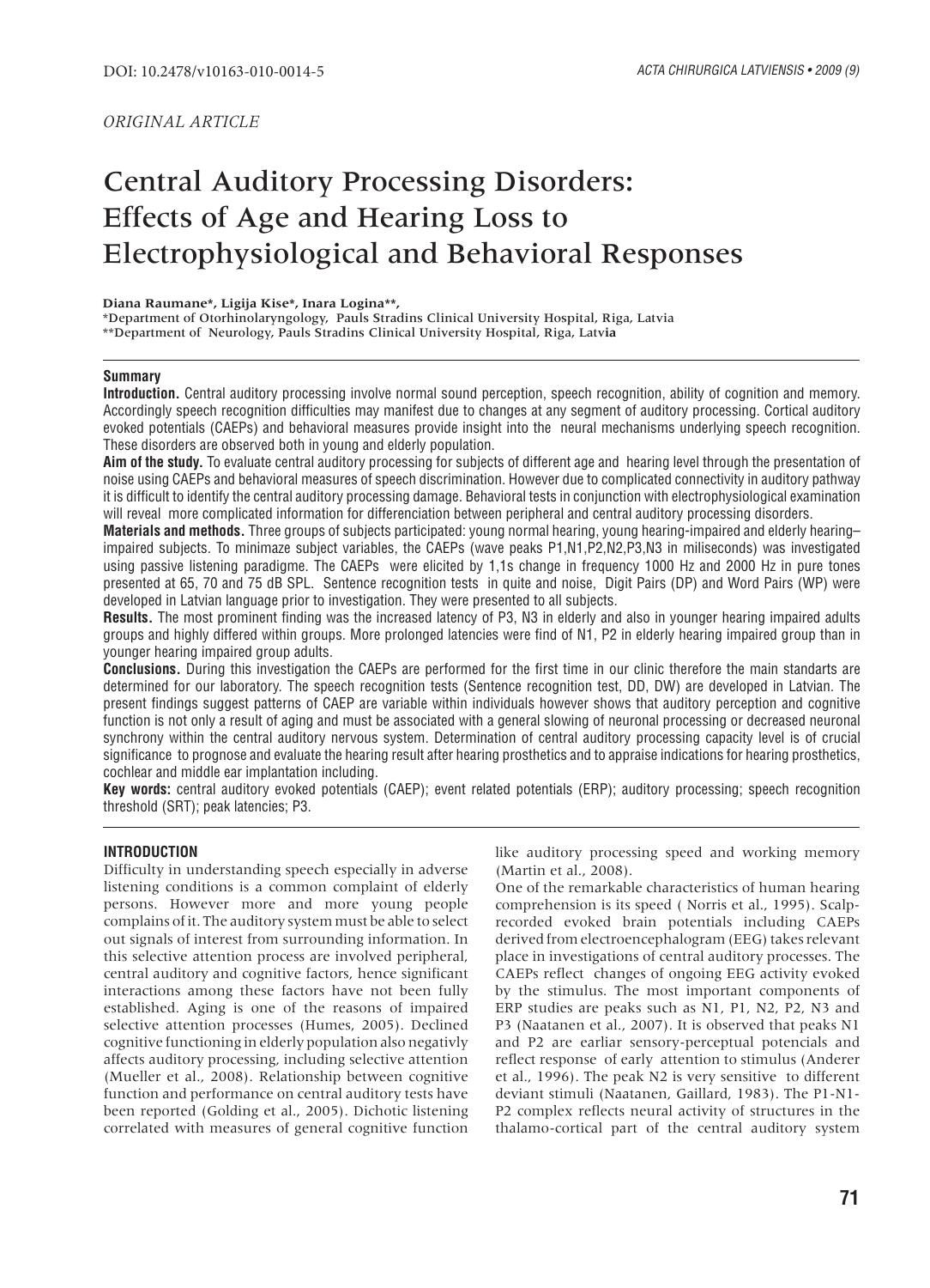DOI: 10.2478/v10163-010-0014-5

*ORIGINAL ARTICLE*

# Central Auditory Processing Disorders: Effects of Age and Hearing Loss to Electrophysiological and Behavioral Responses

**Diana Raumane*, Ligija Kise*, Inara Logina****,

*Department of Otorhinolaryngology, Pauls Stradins Clinical University Hospital, Riga, Latvia

**Department of Neurology, Pauls Stradins Clinical University Hospital, Riga, Latvia

### Summary

**Introduction.** Central auditory processing involve normal sound perception, speech recognition, ability of cognition and memory. Accordingly speech recognition difficulties may manifest due to changes at any segment of auditory processing. Cortical auditory evoked potentials (CAEPs) and behavioral measures provide insight into the neural mechanisms underlying speech recognition. These disorders are observed both in young and elderly population.

**Aim of the study.** To evaluate central auditory processing for subjects of different age and hearing level through the presentation of noise using CAEPs and behavioral measures of speech discrimination. However due to complicated connectivity in auditory pathway it is difficult to identify the central auditory processing damage. Behavioral tests in conjunction with electrophysiological examination will reveal more complicated information for differenciation between peripheral and central auditory processing disorders.

**Materials and methods.** Three groups of subjects participated: young normal hearing, young hearing-impaired and elderly hearing–impaired subjects. To minimaze subject variables, the CAEPs (wave peaks P1,N1,P2,N2,P3,N3 in miliseconds) was investigated using passive listening paradigme. The CAEPs were elicited by 1,1s change in frequency 1000 Hz and 2000 Hz in pure tones presented at 65, 70 and 75 dB SPL. Sentence recognition tests in quite and noise, Digit Pairs (DP) and Word Pairs (WP) were developed in Latvian language prior to investigation. They were presented to all subjects.

**Results.** The most prominent finding was the increased latency of P3, N3 in elderly and also in younger hearing impaired adults groups and highly differed within groups. More prolonged latencies were find of N1, P2 in elderly hearing impaired group than in younger hearing impaired group adults.

**Conclusions.** During this investigation the CAEPs are performed for the first time in our clinic therefore the main standarts are determined for our laboratory. The speech recognition tests (Sentence recognition test, DD, DW) are developed in Latvian. The present findings suggest patterns of CAEP are variable within individuals however shows that auditory perception and cognitive function is not only a result of aging and must be associated with a general slowing of neuronal processing or decreased neuronal synchrony within the central auditory nervous system. Determination of central auditory processing capacity level is of crucial significance to prognose and evaluate the hearing result after hearing prosthetics and to appraise indications for hearing prosthetics, cochlear and middle ear implantation including.

**Key words:** central auditory evoked potentials (CAEP); event related potentials (ERP); auditory processing; speech recognition threshold (SRT); peak latencies; P3.

## INTRODUCTION

Difficulty in understanding speech especially in adverse listening conditions is a common complaint of elderly persons. However more and more young people complains of it. The auditory system must be able to select out signals of interest from surrounding information. In this selective attention process are involved peripheral, central auditory and cognitive factors, hence significant interactions among these factors have not been fully established. Aging is one of the reasons of impaired selective attention processes (Humes, 2005). Declined cognitive functioning in elderly population also negativly affects auditory processing, including selective attention (Mueller et al., 2008). Relationship between cognitive function and performance on central auditory tests have been reported (Golding et al., 2005). Dichotic listening correlated with measures of general cognitive function like auditory processing speed and working memory (Martin et al., 2008).

One of the remarkable characteristics of human hearing comprehension is its speed ( Norris et al., 1995). Scalp-recorded evoked brain potentials including CAEPs derived from electroencephalogram (EEG) takes relevant place in investigations of central auditory processes. The CAEPs reflect changes of ongoing EEG activity evoked by the stimulus. The most important components of ERP studies are peaks such as N1, P1, N2, P2, N3 and P3 (Naatanen et al., 2007). It is observed that peaks N1 and P2 are earliar sensory-perceptual potencials and reflect response of early attention to stimulus (Anderer et al., 1996). The peak N2 is very sensitive to different deviant stimuli (Naatanen, Gaillard, 1983). The P1-N1-P2 complex reflects neural activity of structures in the thalamo-cortical part of the central auditory system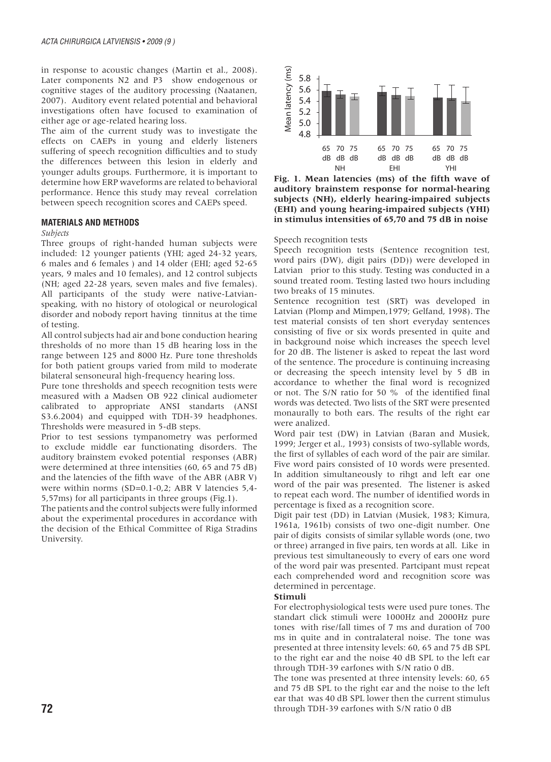in response to acoustic changes (Martin et al., 2008). Later components N2 and P3 show endogenous or cognitive stages of the auditory processing (Naatanen, 2007). Auditory event related potential and behavioral investigations often have focused to examination of either age or age-related hearing loss.

The aim of the current study was to investigate the effects on CAEPs in young and elderly listeners suffering of speech recognition difficulties and to study the differences between this lesion in elderly and younger adults groups. Furthermore, it is important to determine how ERP waveforms are related to behavioral performance. Hence this study may reveal correlation between speech recognition scores and CAEPs speed.

## MATERIALS AND METHODS

*Subjects*

Three groups of right-handed human subjects were included: 12 younger patients (YHI; aged 24-32 years, 6 males and 6 females ) and 14 older (EHI; aged 52-65 years, 9 males and 10 females), and 12 control subjects (NH; aged 22-28 years, seven males and five females). All participants of the study were native-Latvian-speaking, with no history of otological or neurological disorder and nobody report having tinnitus at the time of testing.

All control subjects had air and bone conduction hearing thresholds of no more than 15 dB hearing loss in the range between 125 and 8000 Hz. Pure tone thresholds for both patient groups varied from mild to moderate bilateral sensoneural high-frequency hearing loss.

Pure tone thresholds and speech recognition tests were measured with a Madsen OB 922 clinical audiometer calibrated to appropriate ANSI standarts (ANSI S3.6.2004) and equipped with TDH-39 headphones. Thresholds were measured in 5-dB steps.

Prior to test sessions tympanometry was performed to exclude middle ear functionating disorders. The auditory brainstem evoked potential responses (ABR) were determined at three intensities (60, 65 and 75 dB) and the latencies of the fifth wave of the ABR (ABR V) were within norms (SD=0.1-0,2; ABR V latencies 5,4-5,57ms) for all participants in three groups (Fig.1).

The patients and the control subjects were fully informed about the experimental procedures in accordance with the decision of the Ethical Committee of Riga Stradins University.

**Fig. 1. Mean latencies (ms) of the fifth wave of auditory brainstem response for normal-hearing subjects (NH), elderly hearing-impaired subjects (EHI) and young hearing-impaired subjects (YHI) in stimulus intensities of 65,70 and 75 dB in noise**

Speech recognition tests

Speech recognition tests (Sentence recognition test, word pairs (DW), digit pairs (DD)) were developed in Latvian prior to this study. Testing was conducted in a sound treated room. Testing lasted two hours including two breaks of 15 minutes.

Sentence recognition test (SRT) was developed in Latvian (Plomp and Mimpen,1979; Gelfand, 1998). The test material consists of ten short everyday sentences consisting of five or six words presented in quite and in background noise which increases the speech level for 20 dB. The listener is asked to repeat the last word of the sentence. The procedure is continuing increasing or decreasing the speech intensity level by 5 dB in accordance to whether the final word is recognized or not. The S/N ratio for 50 % of the identified final words was detected. Two lists of the SRT were presented monaurally to both ears. The results of the right ear were analized.

Word pair test (DW) in Latvian (Baran and Musiek, 1999; Jerger et al., 1993) consists of two-syllable words, the first of syllables of each word of the pair are similar. Five word pairs consisted of 10 words were presented. In addition simultaneously to rihgt and left ear one word of the pair was presented. The listener is asked to repeat each word. The number of identified words in percentage is fixed as a recognition score.

Digit pair test (DD) in Latvian (Musiek, 1983; Kimura, 1961a, 1961b) consists of two one-digit number. One pair of digits consists of similar syllable words (one, two or three) arranged in five pairs, ten words at all. Like in previous test simultaneously to every of ears one word of the word pair was presented. Partcipant must repeat each comprehended word and recognition score was determined in percentage.

**Stimuli**

For electrophysiological tests were used pure tones. The standart click stimuli were 1000Hz and 2000Hz pure tones with rise/fall times of 7 ms and duration of 700 ms in quite and in contralateral noise. The tone was presented at three intensity levels: 60, 65 and 75 dB SPL to the right ear and the noise 40 dB SPL to the left ear through TDH-39 earfones with S/N ratio 0 dB.

The tone was presented at three intensity levels: 60, 65 and 75 dB SPL to the right ear and the noise to the left ear that was 40 dB SPL lower then the current stimulus through TDH-39 earfones with S/N ratio 0 dB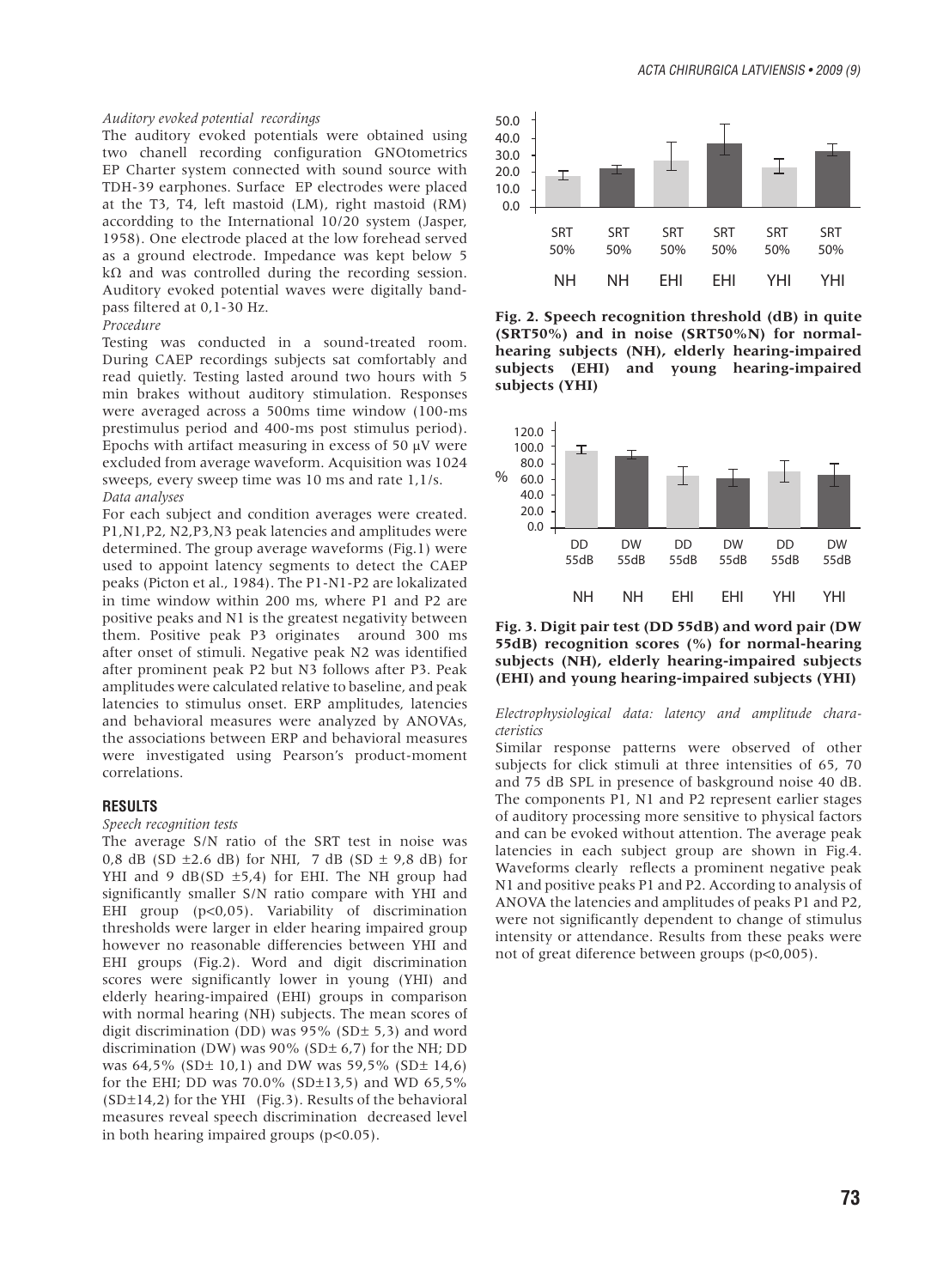*Auditory evoked potential recordings*

The auditory evoked potentials were obtained using two chanell recording configuration GNOtometrics EP Charter system connected with sound source with TDH-39 earphones. Surface EP electrodes were placed at the T3, T4, left mastoid (LM), right mastoid (RM) accordding to the International 10/20 system (Jasper, 1958). One electrode placed at the low forehead served as a ground electrode. Impedance was kept below 5 kΩ and was controlled during the recording session. Auditory evoked potential waves were digitally band-pass filtered at 0,1-30 Hz.

*Procedure*

Testing was conducted in a sound-treated room. During CAEP recordings subjects sat comfortably and read quietly. Testing lasted around two hours with 5 min brakes without auditory stimulation. Responses were averaged across a 500ms time window (100-ms prestimulus period and 400-ms post stimulus period). Epochs with artifact measuring in excess of 50 μV were excluded from average waveform. Acquisition was 1024 sweeps, every sweep time was 10 ms and rate 1,1/s.

*Data analyses*

For each subject and condition averages were created. P1,N1,P2, N2,P3,N3 peak latencies and amplitudes were determined. The group average waveforms (Fig.1) were used to appoint latency segments to detect the CAEP peaks (Picton et al., 1984). The P1-N1-P2 are lokalizated in time window within 200 ms, where P1 and P2 are positive peaks and N1 is the greatest negativity between them. Positive peak P3 originates around 300 ms after onset of stimuli. Negative peak N2 was identified after prominent peak P2 but N3 follows after P3. Peak amplitudes were calculated relative to baseline, and peak latencies to stimulus onset. ERP amplitudes, latencies and behavioral measures were analyzed by ANOVAs, the associations between ERP and behavioral measures were investigated using Pearson's product-moment correlations.

## RESULTS

*Speech recognition tests*

The average S/N ratio of the SRT test in noise was 0,8 dB (SD ±2.6 dB) for NHI, 7 dB (SD ± 9,8 dB) for YHI and 9 dB(SD ±5,4) for EHI. The NH group had significantly smaller S/N ratio compare with YHI and EHI group ($p<0,05$). Variability of discrimination thresholds were larger in elder hearing impaired group however no reasonable differencies between YHI and EHI groups (Fig.2). Word and digit discrimination scores were significantly lower in young (YHI) and elderly hearing-impaired (EHI) groups in comparison with normal hearing (NH) subjects. The mean scores of digit discrimination (DD) was 95% (SD± 5,3) and word discrimination (DW) was 90% (SD± 6,7) for the NH; DD was 64,5% (SD± 10,1) and DW was 59,5% (SD± 14,6) for the EHI; DD was 70.0% (SD±13,5) and WD 65,5% (SD±14,2) for the YHI (Fig.3). Results of the behavioral measures reveal speech discrimination decreased level in both hearing impaired groups ($p<0.05$).

**Fig. 2. Speech recognition threshold (dB) in quite (SRT50%) and in noise (SRT50%N) for normal-hearing subjects (NH), elderly hearing-impaired subjects (EHI) and young hearing-impaired subjects (YHI)**

**Fig. 3. Digit pair test (DD 55dB) and word pair (DW 55dB) recognition scores (%) for normal-hearing subjects (NH), elderly hearing-impaired subjects (EHI) and young hearing-impaired subjects (YHI)**

*Electrophysiological data: latency and amplitude characteristics*

Similar response patterns were observed of other subjects for click stimuli at three intensities of 65, 70 and 75 dB SPL in presence of baskground noise 40 dB. The components P1, N1 and P2 represent earlier stages of auditory processing more sensitive to physical factors and can be evoked without attention. The average peak latencies in each subject group are shown in Fig.4. Waveforms clearly reflects a prominent negative peak N1 and positive peaks P1 and P2. According to analysis of ANOVA the latencies and amplitudes of peaks P1 and P2, were not significantly dependent to change of stimulus intensity or attendance. Results from these peaks were not of great diference between groups ($p<0,005$).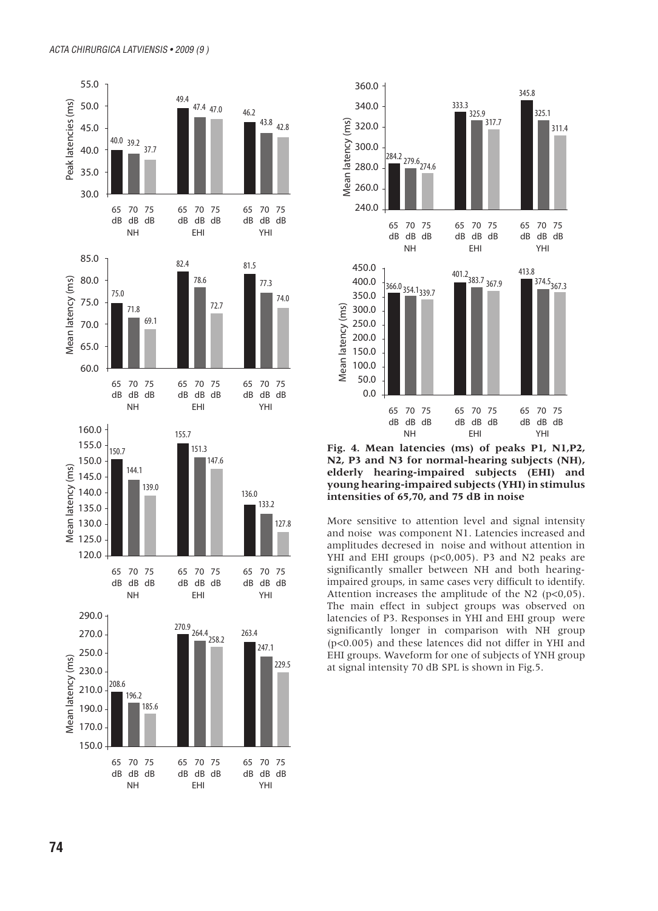**Fig. 4. Mean latencies (ms) of peaks P1, N1,P2, N2, P3 and N3 for normal-hearing subjects (NH), elderly hearing-impaired subjects (EHI) and young hearing-impaired subjects (YHI) in stimulus intensities of 65,70, and 75 dB in noise**

More sensitive to attention level and signal intensity and noise was component N1. Latencies increased and amplitudes decresed in noise and without attention in YHI and EHI groups ($p<0,005$). P3 and N2 peaks are significantly smaller between NH and both hearing-impaired groups, in same cases very difficult to identify. Attention increases the amplitude of the N2 ($p<0,05$). The main effect in subject groups was observed on latencies of P3. Responses in YHI and EHI group were significantly longer in comparison with NH group ($p<0.005$) and these latences did not differ in YHI and EHI groups. Waveform for one of subjects of YNH group at signal intensity 70 dB SPL is shown in Fig.5.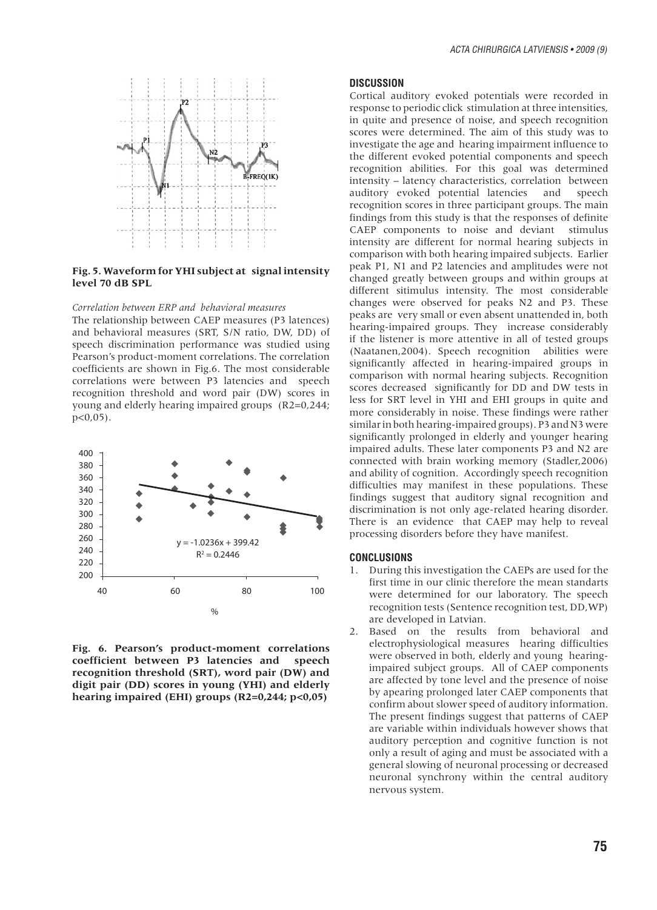**Fig. 5. Waveform for YHI subject at signal intensity level 70 dB SPL**

*Correlation between ERP and behavioral measures*

The relationship between CAEP measures (P3 latences) and behavioral measures (SRT, S/N ratio, DW, DD) of speech discrimination performance was studied using Pearson's product-moment correlations. The correlation coefficients are shown in Fig.6. The most considerable correlations were between P3 latencies and speech recognition threshold and word pair (DW) scores in young and elderly hearing impaired groups ($R2=0,244$; $p<0,05$).

**Fig. 6. Pearson's product-moment correlations coefficient between P3 latencies and speech recognition threshold (SRT), word pair (DW) and digit pair (DD) scores in young (YHI) and elderly hearing impaired (EHI) groups ($R2=0,244$; $p<0,05$)**

## DISCUSSION

Cortical auditory evoked potentials were recorded in response to periodic click stimulation at three intensities, in quite and presence of noise, and speech recognition scores were determined. The aim of this study was to investigate the age and hearing impairment influence to the different evoked potential components and speech recognition abilities. For this goal was determined intensity – latency characteristics, correlation between auditory evoked potential latencies and speech recognition scores in three participant groups. The main findings from this study is that the responses of definite CAEP components to noise and deviant stimulus intensity are different for normal hearing subjects in comparison with both hearing impaired subjects. Earlier peak P1, N1 and P2 latencies and amplitudes were not changed greatly between groups and within groups at different sitimulus intensity. The most considerable changes were observed for peaks N2 and P3. These peaks are very small or even absent unattended in, both hearing-impaired groups. They increase considerably if the listener is more attentive in all of tested groups (Naatanen,2004). Speech recognition abilities were significantly affected in hearing-impaired groups in comparison with normal hearing subjects. Recognition scores decreased significantly for DD and DW tests in less for SRT level in YHI and EHI groups in quite and more considerably in noise. These findings were rather similar in both hearing-impaired groups). P3 and N3 were significantly prolonged in elderly and younger hearing impaired adults. These later components P3 and N2 are connected with brain working memory (Stadler,2006) and ability of cognition. Accordingly speech recognition difficulties may manifest in these populations. These findings suggest that auditory signal recognition and discrimination is not only age-related hearing disorder. There is an evidence that CAEP may help to reveal processing disorders before they have manifest.

## CONCLUSIONS

1. During this investigation the CAEPs are used for the first time in our clinic therefore the mean standarts were determined for our laboratory. The speech recognition tests (Sentence recognition test, DD,WP) are developed in Latvian.
2. Based on the results from behavioral and electrophysiological measures hearing difficulties were observed in both, elderly and young hearing-impaired subject groups. All of CAEP components are affected by tone level and the presence of noise by apearing prolonged later CAEP components that confirm about slower speed of auditory information. The present findings suggest that patterns of CAEP are variable within individuals however shows that auditory perception and cognitive function is not only a result of aging and must be associated with a general slowing of neuronal processing or decreased neuronal synchrony within the central auditory nervous system.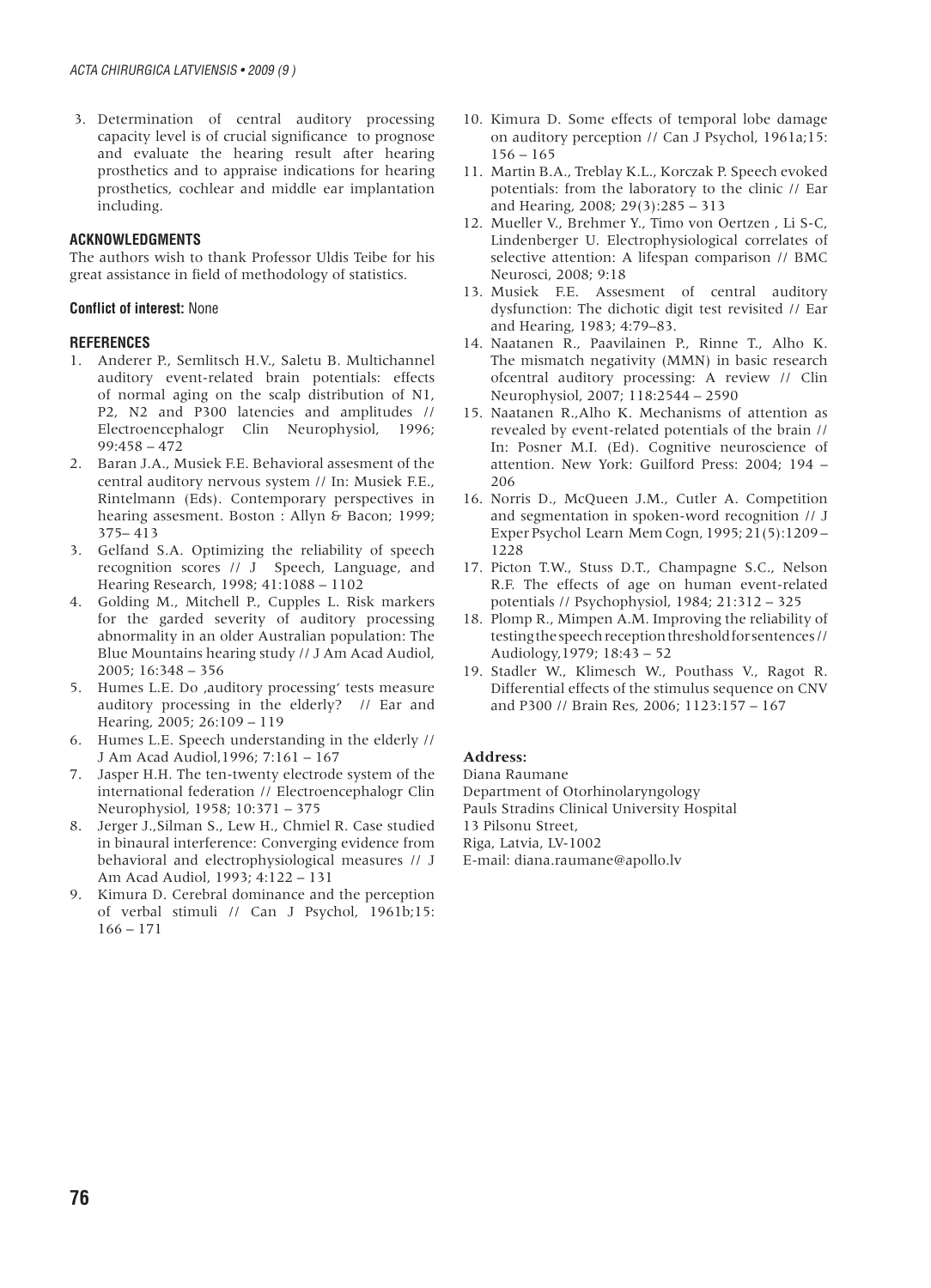3. Determination of central auditory processing capacity level is of crucial significance to prognose and evaluate the hearing result after hearing prosthetics and to appraise indications for hearing prosthetics, cochlear and middle ear implantation including.

### ACKNOWLEDGMENTS

The authors wish to thank Professor Uldis Teibe for his great assistance in field of methodology of statistics.

**Conflict of interest:** None

### REFERENCES

1. Anderer P., Semlitsch H.V., Saletu B. Multichannel auditory event-related brain potentials: effects of normal aging on the scalp distribution of N1, P2, N2 and P300 latencies and amplitudes // Electroencephalogr Clin Neurophysiol, 1996; 99:458 – 472
2. Baran J.A., Musiek F.E. Behavioral assesment of the central auditory nervous system // In: Musiek F.E., Rintelmann (Eds). Contemporary perspectives in hearing assesment. Boston : Allyn & Bacon; 1999; 375– 413
3. Gelfand S.A. Optimizing the reliability of speech recognition scores // J Speech, Language, and Hearing Research, 1998; 41:1088 – 1102
4. Golding M., Mitchell P., Cupples L. Risk markers for the garded severity of auditory processing abnormality in an older Australian population: The Blue Mountains hearing study // J Am Acad Audiol, 2005; 16:348 – 356
5. Humes L.E. Do ‚auditory processing' tests measure auditory processing in the elderly? // Ear and Hearing, 2005; 26:109 – 119
6. Humes L.E. Speech understanding in the elderly // J Am Acad Audiol,1996; 7:161 – 167
7. Jasper H.H. The ten-twenty electrode system of the international federation // Electroencephalogr Clin Neurophysiol, 1958; 10:371 – 375
8. Jerger J.,Silman S., Lew H., Chmiel R. Case studied in binaural interference: Converging evidence from behavioral and electrophysiological measures // J Am Acad Audiol, 1993; 4:122 – 131
9. Kimura D. Cerebral dominance and the perception of verbal stimuli // Can J Psychol, 1961b;15: 166 – 171
10. Kimura D. Some effects of temporal lobe damage on auditory perception // Can J Psychol, 1961a;15: 156 – 165
11. Martin B.A., Treblay K.L., Korczak P. Speech evoked potentials: from the laboratory to the clinic // Ear and Hearing, 2008; 29(3):285 – 313
12. Mueller V., Brehmer Y., Timo von Oertzen , Li S-C, Lindenberger U. Electrophysiological correlates of selective attention: A lifespan comparison // BMC Neurosci, 2008; 9:18
13. Musiek F.E. Assesment of central auditory dysfunction: The dichotic digit test revisited // Ear and Hearing, 1983; 4:79–83.
14. Naatanen R., Paavilainen P., Rinne T., Alho K. The mismatch negativity (MMN) in basic research ofcentral auditory processing: A review // Clin Neurophysiol, 2007; 118:2544 – 2590
15. Naatanen R.,Alho K. Mechanisms of attention as revealed by event-related potentials of the brain // In: Posner M.I. (Ed). Cognitive neuroscience of attention. New York: Guilford Press: 2004; 194 – 206
16. Norris D., McQueen J.M., Cutler A. Competition and segmentation in spoken-word recognition // J Exper Psychol Learn Mem Cogn, 1995; 21(5):1209 – 1228
17. Picton T.W., Stuss D.T., Champagne S.C., Nelson R.F. The effects of age on human event-related potentials // Psychophysiol, 1984; 21:312 – 325
18. Plomp R., Mimpen A.M. Improving the reliability of testing the speech reception threshold for sentences // Audiology,1979; 18:43 – 52
19. Stadler W., Klimesch W., Pouthass V., Ragot R. Differential effects of the stimulus sequence on CNV and P300 // Brain Res, 2006; 1123:157 – 167

**Address:**
Diana Raumane
Department of Otorhinolaryngology
Pauls Stradins Clinical University Hospital
13 Pilsonu Street,
Riga, Latvia, LV-1002
E-mail: diana.raumane@apollo.lv